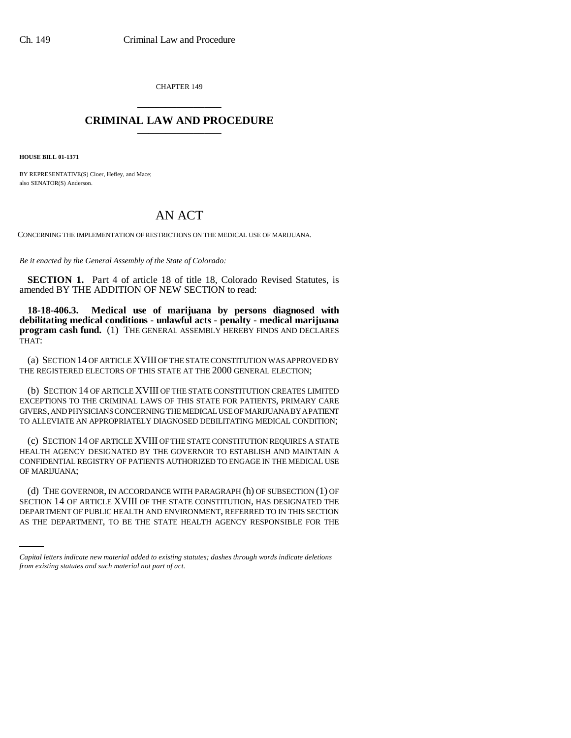CHAPTER 149

# CRIMINAL LAW AND PROCEDURE

**HOUSE BILL 01-1371**

BY REPRESENTATIVE(S) Cloer, Hefley, and Mace;
also SENATOR(S) Anderson.

## AN ACT

CONCERNING THE IMPLEMENTATION OF RESTRICTIONS ON THE MEDICAL USE OF MARIJUANA.

*Be it enacted by the General Assembly of the State of Colorado:*

**SECTION 1.** Part 4 of article 18 of title 18, Colorado Revised Statutes, is amended BY THE ADDITION OF NEW SECTION to read:

**18-18-406.3. Medical use of marijuana by persons diagnosed with debilitating medical conditions - unlawful acts - penalty - medical marijuana program cash fund.** (1) THE GENERAL ASSEMBLY HEREBY FINDS AND DECLARES THAT:

(a) SECTION 14 OF ARTICLE XVIII OF THE STATE CONSTITUTION WAS APPROVED BY THE REGISTERED ELECTORS OF THIS STATE AT THE 2000 GENERAL ELECTION;

(b) SECTION 14 OF ARTICLE XVIII OF THE STATE CONSTITUTION CREATES LIMITED EXCEPTIONS TO THE CRIMINAL LAWS OF THIS STATE FOR PATIENTS, PRIMARY CARE GIVERS, AND PHYSICIANS CONCERNING THE MEDICAL USE OF MARIJUANA BY A PATIENT TO ALLEVIATE AN APPROPRIATELY DIAGNOSED DEBILITATING MEDICAL CONDITION;

(c) SECTION 14 OF ARTICLE XVIII OF THE STATE CONSTITUTION REQUIRES A STATE HEALTH AGENCY DESIGNATED BY THE GOVERNOR TO ESTABLISH AND MAINTAIN A CONFIDENTIAL REGISTRY OF PATIENTS AUTHORIZED TO ENGAGE IN THE MEDICAL USE OF MARIJUANA;

(d) THE GOVERNOR, IN ACCORDANCE WITH PARAGRAPH (h) OF SUBSECTION (1) OF SECTION 14 OF ARTICLE XVIII OF THE STATE CONSTITUTION, HAS DESIGNATED THE DEPARTMENT OF PUBLIC HEALTH AND ENVIRONMENT, REFERRED TO IN THIS SECTION AS THE DEPARTMENT, TO BE THE STATE HEALTH AGENCY RESPONSIBLE FOR THE

*Capital letters indicate new material added to existing statutes; dashes through words indicate deletions from existing statutes and such material not part of act.*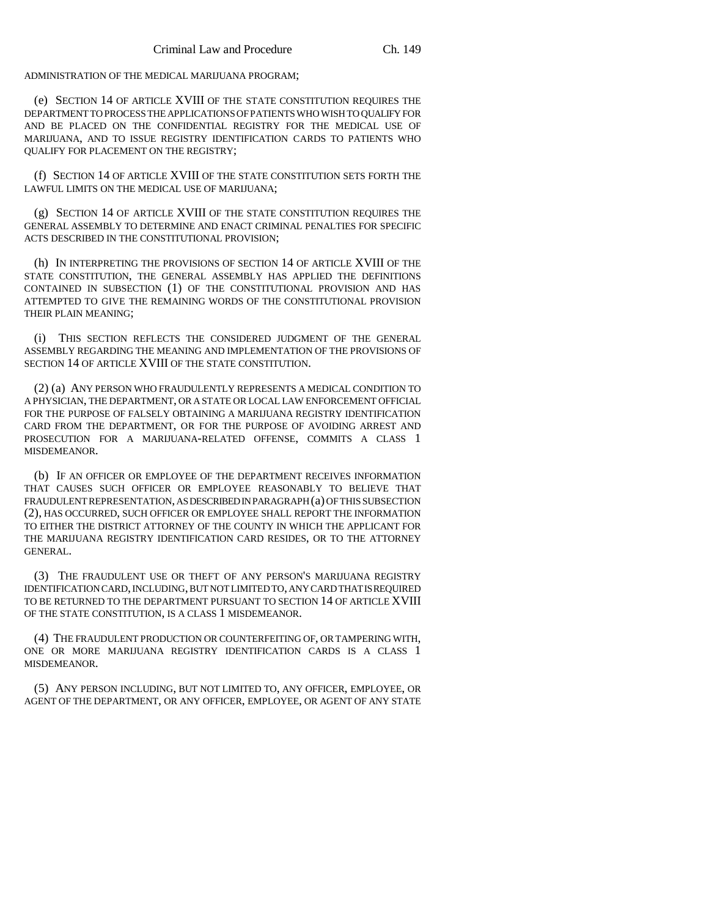ADMINISTRATION OF THE MEDICAL MARIJUANA PROGRAM;

(e) SECTION 14 OF ARTICLE XVIII OF THE STATE CONSTITUTION REQUIRES THE DEPARTMENT TO PROCESS THE APPLICATIONS OF PATIENTS WHO WISH TO QUALIFY FOR AND BE PLACED ON THE CONFIDENTIAL REGISTRY FOR THE MEDICAL USE OF MARIJUANA, AND TO ISSUE REGISTRY IDENTIFICATION CARDS TO PATIENTS WHO QUALIFY FOR PLACEMENT ON THE REGISTRY;

(f) SECTION 14 OF ARTICLE XVIII OF THE STATE CONSTITUTION SETS FORTH THE LAWFUL LIMITS ON THE MEDICAL USE OF MARIJUANA;

(g) SECTION 14 OF ARTICLE XVIII OF THE STATE CONSTITUTION REQUIRES THE GENERAL ASSEMBLY TO DETERMINE AND ENACT CRIMINAL PENALTIES FOR SPECIFIC ACTS DESCRIBED IN THE CONSTITUTIONAL PROVISION;

(h) IN INTERPRETING THE PROVISIONS OF SECTION 14 OF ARTICLE XVIII OF THE STATE CONSTITUTION, THE GENERAL ASSEMBLY HAS APPLIED THE DEFINITIONS CONTAINED IN SUBSECTION (1) OF THE CONSTITUTIONAL PROVISION AND HAS ATTEMPTED TO GIVE THE REMAINING WORDS OF THE CONSTITUTIONAL PROVISION THEIR PLAIN MEANING;

(i) THIS SECTION REFLECTS THE CONSIDERED JUDGMENT OF THE GENERAL ASSEMBLY REGARDING THE MEANING AND IMPLEMENTATION OF THE PROVISIONS OF SECTION 14 OF ARTICLE XVIII OF THE STATE CONSTITUTION.

(2) (a) ANY PERSON WHO FRAUDULENTLY REPRESENTS A MEDICAL CONDITION TO A PHYSICIAN, THE DEPARTMENT, OR A STATE OR LOCAL LAW ENFORCEMENT OFFICIAL FOR THE PURPOSE OF FALSELY OBTAINING A MARIJUANA REGISTRY IDENTIFICATION CARD FROM THE DEPARTMENT, OR FOR THE PURPOSE OF AVOIDING ARREST AND PROSECUTION FOR A MARIJUANA-RELATED OFFENSE, COMMITS A CLASS 1 MISDEMEANOR.

(b) IF AN OFFICER OR EMPLOYEE OF THE DEPARTMENT RECEIVES INFORMATION THAT CAUSES SUCH OFFICER OR EMPLOYEE REASONABLY TO BELIEVE THAT FRAUDULENT REPRESENTATION, AS DESCRIBED IN PARAGRAPH (a) OF THIS SUBSECTION (2), HAS OCCURRED, SUCH OFFICER OR EMPLOYEE SHALL REPORT THE INFORMATION TO EITHER THE DISTRICT ATTORNEY OF THE COUNTY IN WHICH THE APPLICANT FOR THE MARIJUANA REGISTRY IDENTIFICATION CARD RESIDES, OR TO THE ATTORNEY GENERAL.

(3) THE FRAUDULENT USE OR THEFT OF ANY PERSON'S MARIJUANA REGISTRY IDENTIFICATION CARD, INCLUDING, BUT NOT LIMITED TO, ANY CARD THAT IS REQUIRED TO BE RETURNED TO THE DEPARTMENT PURSUANT TO SECTION 14 OF ARTICLE XVIII OF THE STATE CONSTITUTION, IS A CLASS 1 MISDEMEANOR.

(4) THE FRAUDULENT PRODUCTION OR COUNTERFEITING OF, OR TAMPERING WITH, ONE OR MORE MARIJUANA REGISTRY IDENTIFICATION CARDS IS A CLASS 1 MISDEMEANOR.

(5) ANY PERSON INCLUDING, BUT NOT LIMITED TO, ANY OFFICER, EMPLOYEE, OR AGENT OF THE DEPARTMENT, OR ANY OFFICER, EMPLOYEE, OR AGENT OF ANY STATE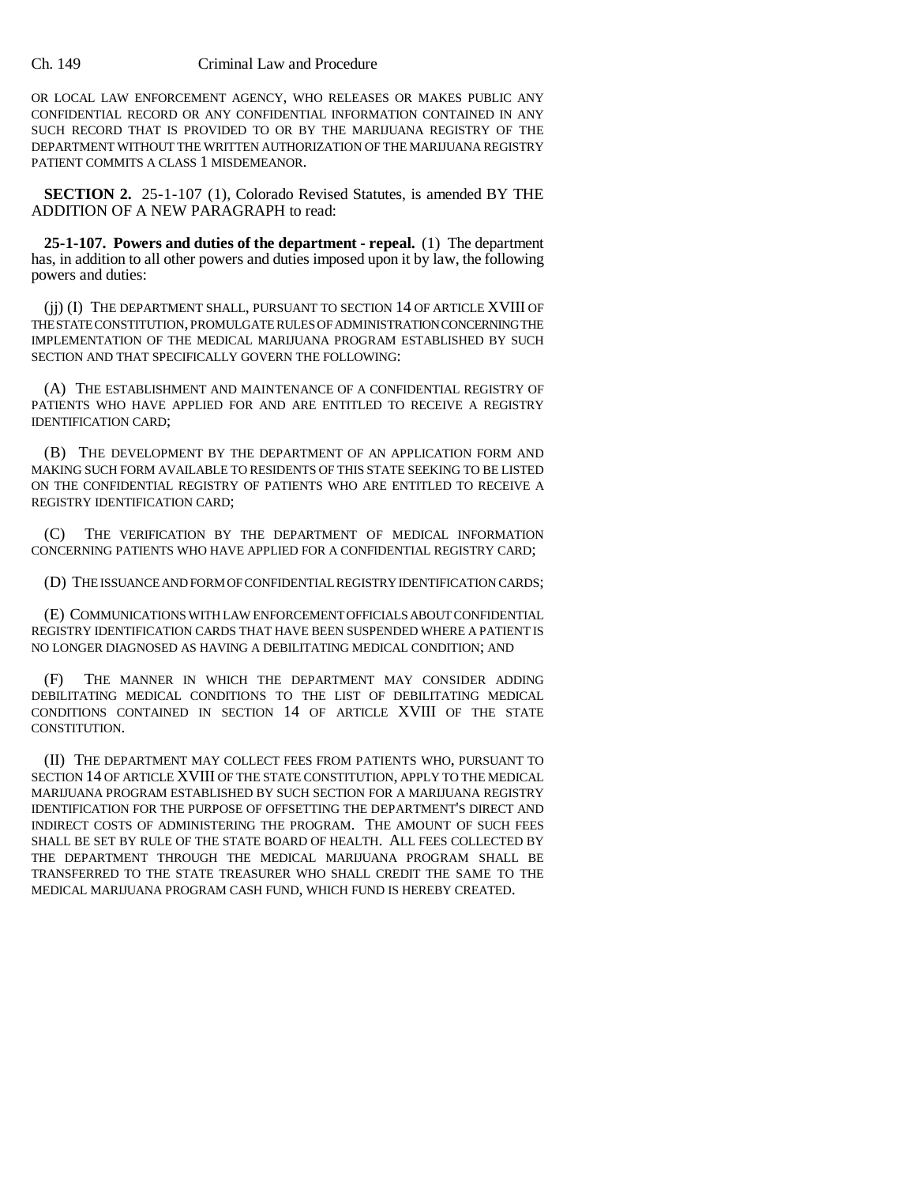OR LOCAL LAW ENFORCEMENT AGENCY, WHO RELEASES OR MAKES PUBLIC ANY CONFIDENTIAL RECORD OR ANY CONFIDENTIAL INFORMATION CONTAINED IN ANY SUCH RECORD THAT IS PROVIDED TO OR BY THE MARIJUANA REGISTRY OF THE DEPARTMENT WITHOUT THE WRITTEN AUTHORIZATION OF THE MARIJUANA REGISTRY PATIENT COMMITS A CLASS 1 MISDEMEANOR.

**SECTION 2.** 25-1-107 (1), Colorado Revised Statutes, is amended BY THE ADDITION OF A NEW PARAGRAPH to read:

**25-1-107. Powers and duties of the department - repeal.** (1) The department has, in addition to all other powers and duties imposed upon it by law, the following powers and duties:

(jj) (I) THE DEPARTMENT SHALL, PURSUANT TO SECTION 14 OF ARTICLE XVIII OF THE STATE CONSTITUTION, PROMULGATE RULES OF ADMINISTRATION CONCERNING THE IMPLEMENTATION OF THE MEDICAL MARIJUANA PROGRAM ESTABLISHED BY SUCH SECTION AND THAT SPECIFICALLY GOVERN THE FOLLOWING:

(A) THE ESTABLISHMENT AND MAINTENANCE OF A CONFIDENTIAL REGISTRY OF PATIENTS WHO HAVE APPLIED FOR AND ARE ENTITLED TO RECEIVE A REGISTRY IDENTIFICATION CARD;

(B) THE DEVELOPMENT BY THE DEPARTMENT OF AN APPLICATION FORM AND MAKING SUCH FORM AVAILABLE TO RESIDENTS OF THIS STATE SEEKING TO BE LISTED ON THE CONFIDENTIAL REGISTRY OF PATIENTS WHO ARE ENTITLED TO RECEIVE A REGISTRY IDENTIFICATION CARD;

(C) THE VERIFICATION BY THE DEPARTMENT OF MEDICAL INFORMATION CONCERNING PATIENTS WHO HAVE APPLIED FOR A CONFIDENTIAL REGISTRY CARD;

(D) THE ISSUANCE AND FORM OF CONFIDENTIAL REGISTRY IDENTIFICATION CARDS;

(E) COMMUNICATIONS WITH LAW ENFORCEMENT OFFICIALS ABOUT CONFIDENTIAL REGISTRY IDENTIFICATION CARDS THAT HAVE BEEN SUSPENDED WHERE A PATIENT IS NO LONGER DIAGNOSED AS HAVING A DEBILITATING MEDICAL CONDITION; AND

(F) THE MANNER IN WHICH THE DEPARTMENT MAY CONSIDER ADDING DEBILITATING MEDICAL CONDITIONS TO THE LIST OF DEBILITATING MEDICAL CONDITIONS CONTAINED IN SECTION 14 OF ARTICLE XVIII OF THE STATE CONSTITUTION.

(II) THE DEPARTMENT MAY COLLECT FEES FROM PATIENTS WHO, PURSUANT TO SECTION 14 OF ARTICLE XVIII OF THE STATE CONSTITUTION, APPLY TO THE MEDICAL MARIJUANA PROGRAM ESTABLISHED BY SUCH SECTION FOR A MARIJUANA REGISTRY IDENTIFICATION FOR THE PURPOSE OF OFFSETTING THE DEPARTMENT'S DIRECT AND INDIRECT COSTS OF ADMINISTERING THE PROGRAM. THE AMOUNT OF SUCH FEES SHALL BE SET BY RULE OF THE STATE BOARD OF HEALTH. ALL FEES COLLECTED BY THE DEPARTMENT THROUGH THE MEDICAL MARIJUANA PROGRAM SHALL BE TRANSFERRED TO THE STATE TREASURER WHO SHALL CREDIT THE SAME TO THE MEDICAL MARIJUANA PROGRAM CASH FUND, WHICH FUND IS HEREBY CREATED.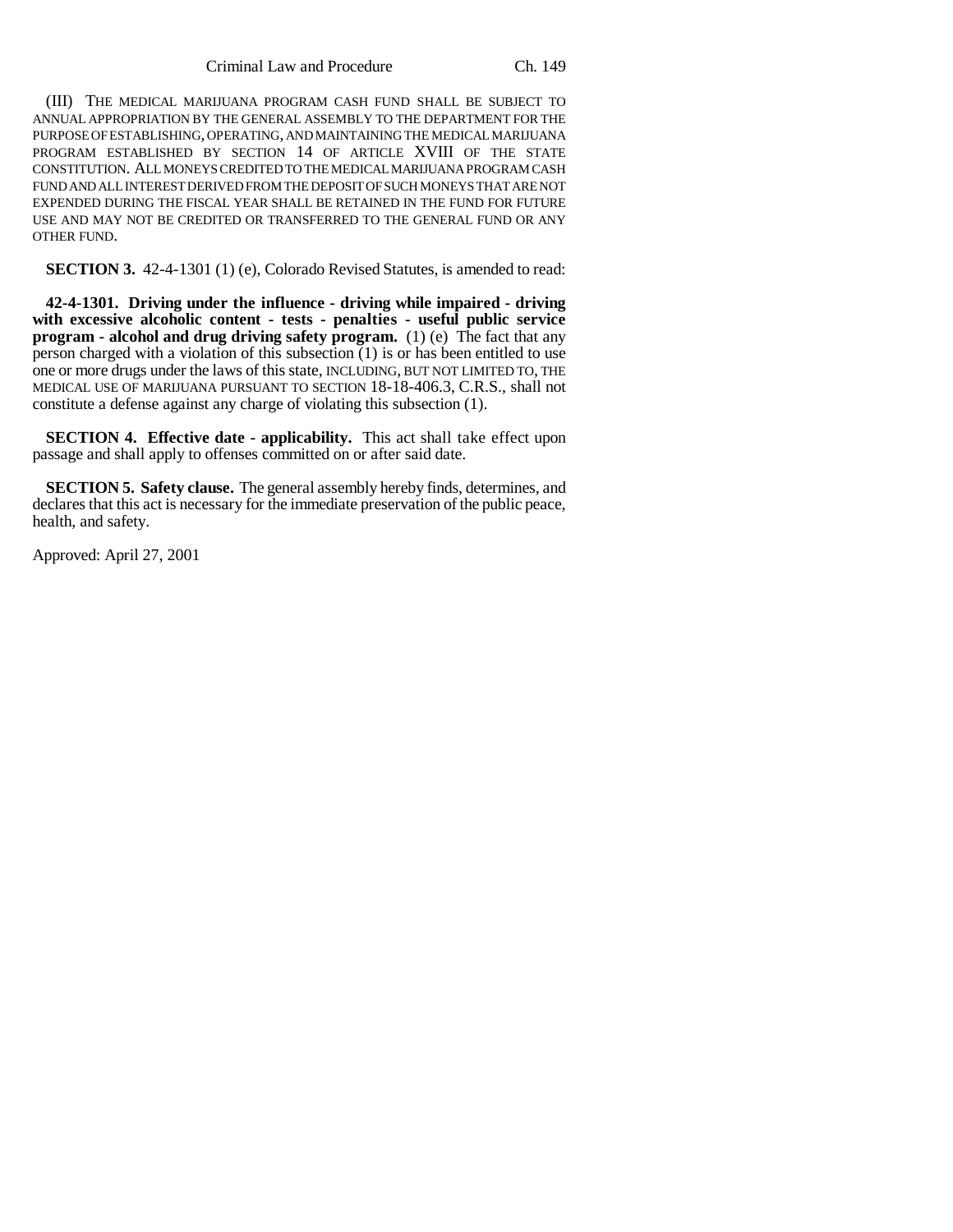(III) THE MEDICAL MARIJUANA PROGRAM CASH FUND SHALL BE SUBJECT TO ANNUAL APPROPRIATION BY THE GENERAL ASSEMBLY TO THE DEPARTMENT FOR THE PURPOSE OF ESTABLISHING, OPERATING, AND MAINTAINING THE MEDICAL MARIJUANA PROGRAM ESTABLISHED BY SECTION 14 OF ARTICLE XVIII OF THE STATE CONSTITUTION. ALL MONEYS CREDITED TO THE MEDICAL MARIJUANA PROGRAM CASH FUND AND ALL INTEREST DERIVED FROM THE DEPOSIT OF SUCH MONEYS THAT ARE NOT EXPENDED DURING THE FISCAL YEAR SHALL BE RETAINED IN THE FUND FOR FUTURE USE AND MAY NOT BE CREDITED OR TRANSFERRED TO THE GENERAL FUND OR ANY OTHER FUND.

**SECTION 3.** 42-4-1301 (1) (e), Colorado Revised Statutes, is amended to read:

**42-4-1301. Driving under the influence - driving while impaired - driving with excessive alcoholic content - tests - penalties - useful public service program - alcohol and drug driving safety program.** (1) (e) The fact that any person charged with a violation of this subsection (1) is or has been entitled to use one or more drugs under the laws of this state, INCLUDING, BUT NOT LIMITED TO, THE MEDICAL USE OF MARIJUANA PURSUANT TO SECTION 18-18-406.3, C.R.S., shall not constitute a defense against any charge of violating this subsection (1).

**SECTION 4. Effective date - applicability.** This act shall take effect upon passage and shall apply to offenses committed on or after said date.

**SECTION 5. Safety clause.** The general assembly hereby finds, determines, and declares that this act is necessary for the immediate preservation of the public peace, health, and safety.

Approved: April 27, 2001